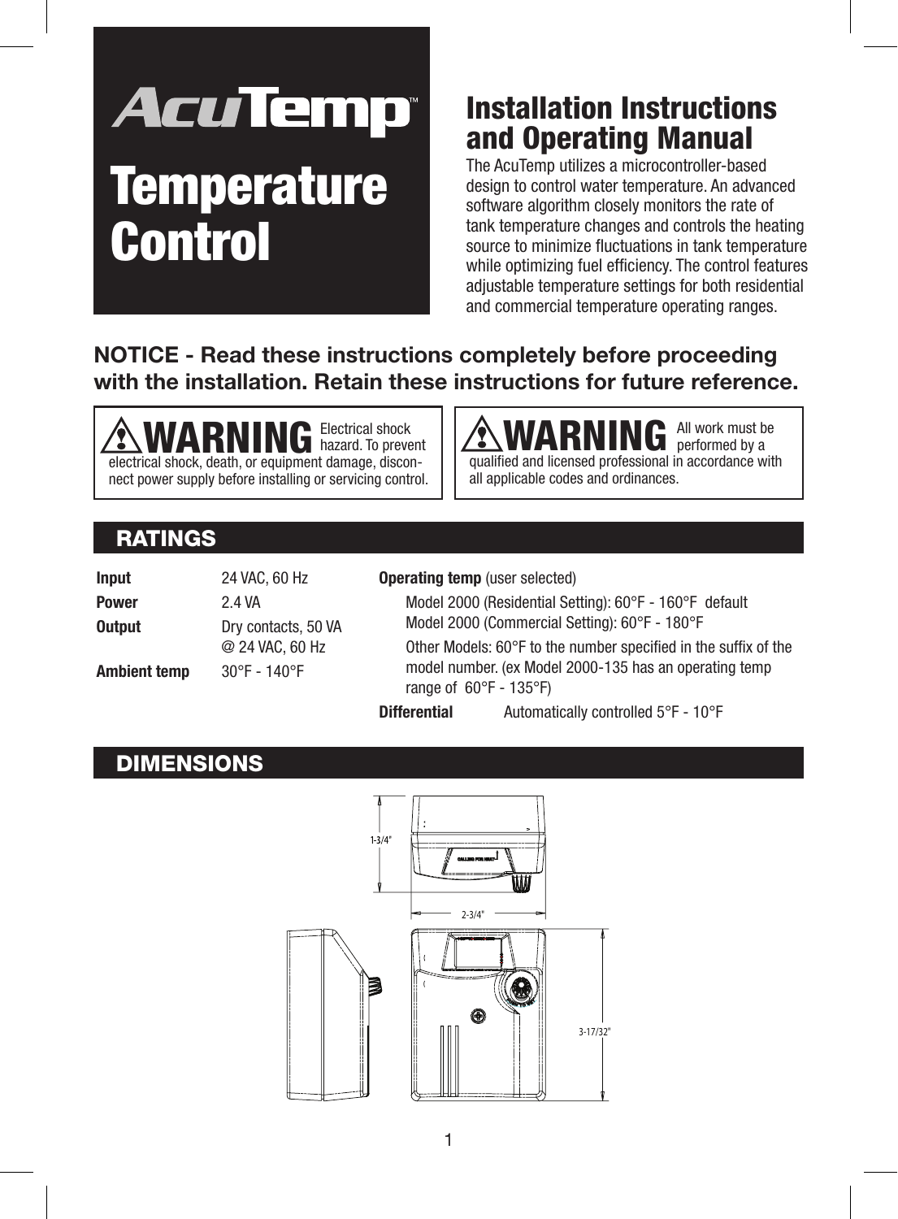# AcuTemp™ Temperature Control

## Installation Instructions and Operating Manual

The AcuTemp utilizes a microcontroller-based design to control water temperature. An advanced software algorithm closely monitors the rate of tank temperature changes and controls the heating source to minimize fluctuations in tank temperature while optimizing fuel efficiency. The control features adjustable temperature settings for both residential and commercial temperature operating ranges.

**NOTICE - Read these instructions completely before proceeding with the installation. Retain these instructions for future reference.**

> **⚠ WARNING** Electrical shock hazard. To prevent electrical shock, death, or equipment damage, disconnect power supply before installing or servicing control.

> **⚠ WARNING** All work must be performed by a qualified and licensed professional in accordance with all applicable codes and ordinances.

## RATINGS

| | |
|---|---|
| **Input** | 24 VAC, 60 Hz |
| **Power** | 2.4 VA |
| **Output** | Dry contacts, 50 VA @ 24 VAC, 60 Hz |
| **Ambient temp** | 30°F - 140°F |

**Operating temp** (user selected)

Model 2000 (Residential Setting): 60°F - 160°F default
Model 2000 (Commercial Setting): 60°F - 180°F

Other Models: 60°F to the number specified in the suffix of the model number. (ex Model 2000-135 has an operating temp range of 60°F - 135°F)

**Differential** Automatically controlled 5°F - 10°F

## DIMENSIONS

1-3/4"

2-3/4"

3-17/32"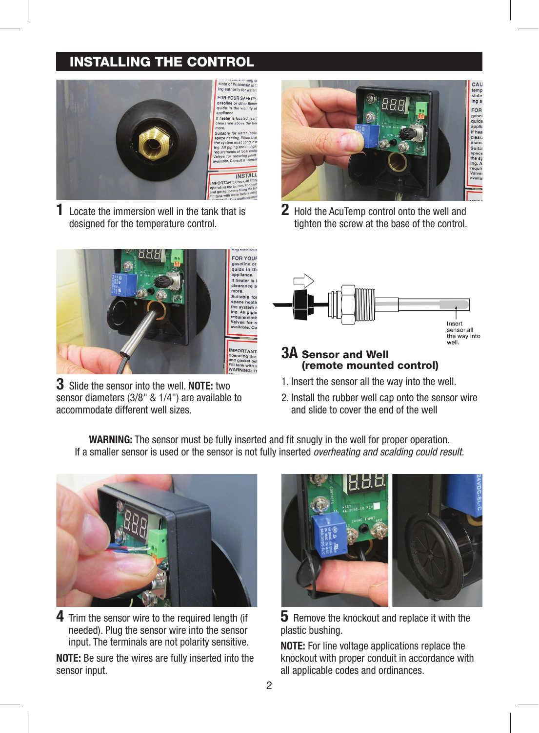## INSTALLING THE CONTROL

**1** Locate the immersion well in the tank that is designed for the temperature control.

**2** Hold the AcuTemp control onto the well and tighten the screw at the base of the control.

**3** Slide the sensor into the well. **NOTE:** two sensor diameters (3/8" & 1/4") are available to accommodate different well sizes.

Insert sensor all the way into well.

### 3A Sensor and Well (remote mounted control)

1. Insert the sensor all the way into the well.
2. Install the rubber well cap onto the sensor wire and slide to cover the end of the well

**WARNING:** The sensor must be fully inserted and fit snugly in the well for proper operation. If a smaller sensor is used or the sensor is not fully inserted *overheating and scalding could result.*

**4** Trim the sensor wire to the required length (if needed). Plug the sensor wire into the sensor input. The terminals are not polarity sensitive.

**NOTE:** Be sure the wires are fully inserted into the sensor input.

**5** Remove the knockout and replace it with the plastic bushing.

**NOTE:** For line voltage applications replace the knockout with proper conduit in accordance with all applicable codes and ordinances.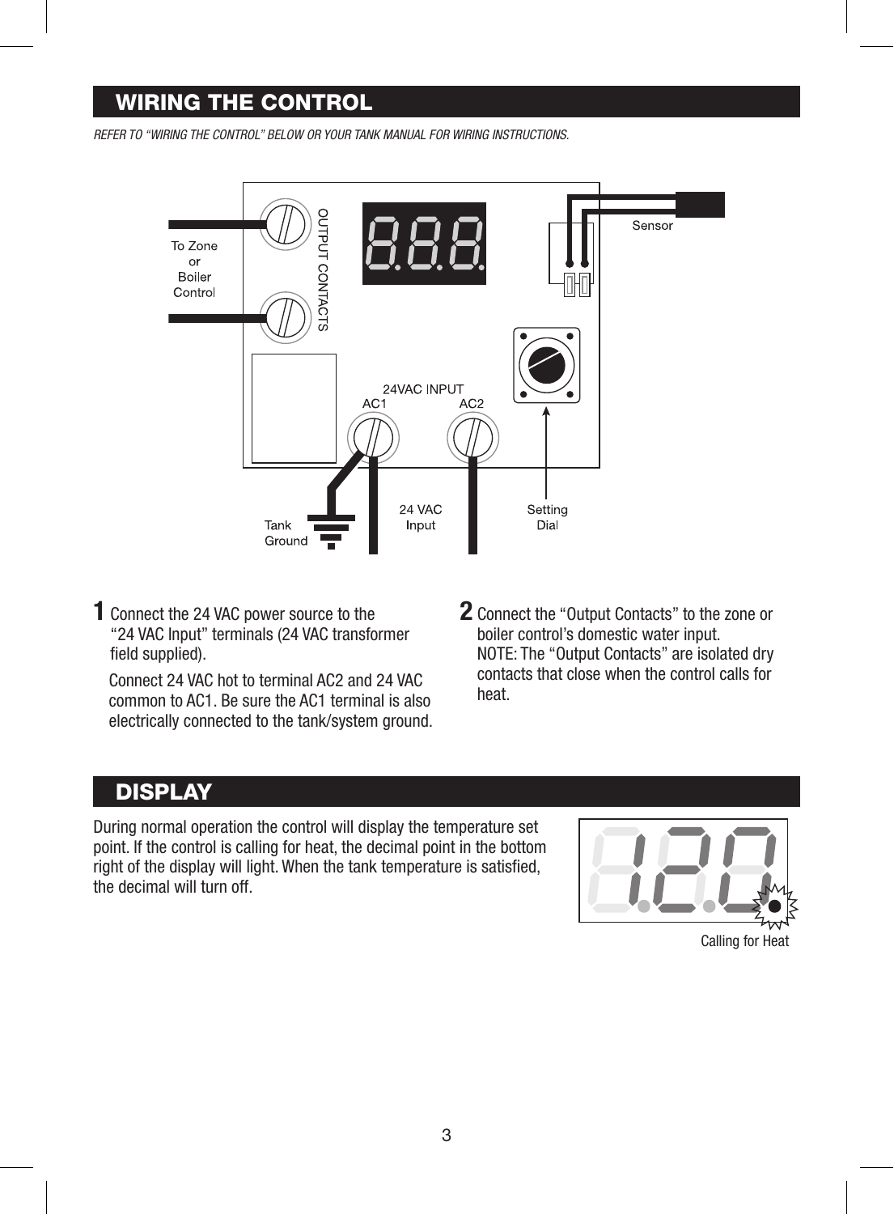## WIRING THE CONTROL

*REFER TO "WIRING THE CONTROL" BELOW OR YOUR TANK MANUAL FOR WIRING INSTRUCTIONS.*

OUTPUT CONTACTS

To Zone or Boiler Control

Sensor

24VAC INPUT

AC1 AC2

Tank Ground

24 VAC Input

Setting Dial

**1** Connect the 24 VAC power source to the "24 VAC Input" terminals (24 VAC transformer field supplied).

Connect 24 VAC hot to terminal AC2 and 24 VAC common to AC1. Be sure the AC1 terminal is also electrically connected to the tank/system ground.

**2** Connect the "Output Contacts" to the zone or boiler control's domestic water input.
NOTE: The "Output Contacts" are isolated dry contacts that close when the control calls for heat.

## DISPLAY

During normal operation the control will display the temperature set point. If the control is calling for heat, the decimal point in the bottom right of the display will light. When the tank temperature is satisfied, the decimal will turn off.

Calling for Heat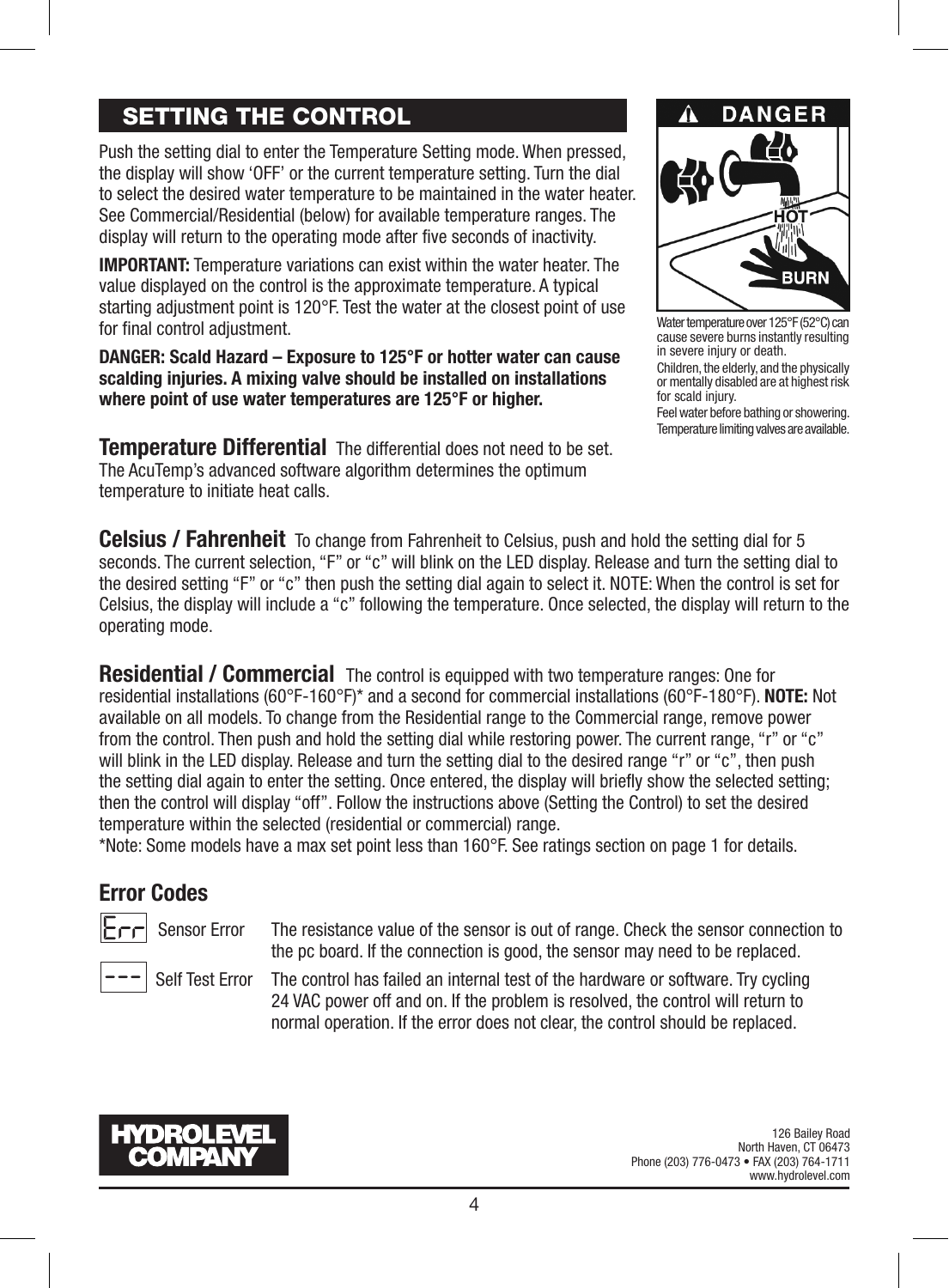## SETTING THE CONTROL

Push the setting dial to enter the Temperature Setting mode. When pressed, the display will show 'OFF' or the current temperature setting. Turn the dial to select the desired water temperature to be maintained in the water heater. See Commercial/Residential (below) for available temperature ranges. The display will return to the operating mode after five seconds of inactivity.

**IMPORTANT:** Temperature variations can exist within the water heater. The value displayed on the control is the approximate temperature. A typical starting adjustment point is 120°F. Test the water at the closest point of use for final control adjustment.

**DANGER: Scald Hazard – Exposure to 125°F or hotter water can cause scalding injuries. A mixing valve should be installed on installations where point of use water temperatures are 125°F or higher.**

**⚠ DANGER**

HOT

BURN

Water temperature over 125°F (52°C) can cause severe burns instantly resulting in severe injury or death.

Children, the elderly, and the physically or mentally disabled are at highest risk for scald injury.

Feel water before bathing or showering.

Temperature limiting valves are available.

**Temperature Differential** The differential does not need to be set. The AcuTemp's advanced software algorithm determines the optimum temperature to initiate heat calls.

**Celsius / Fahrenheit** To change from Fahrenheit to Celsius, push and hold the setting dial for 5 seconds. The current selection, "F" or "c" will blink on the LED display. Release and turn the setting dial to the desired setting "F" or "c" then push the setting dial again to select it. NOTE: When the control is set for Celsius, the display will include a "c" following the temperature. Once selected, the display will return to the operating mode.

**Residential / Commercial** The control is equipped with two temperature ranges: One for residential installations (60°F-160°F)* and a second for commercial installations (60°F-180°F). **NOTE:** Not available on all models. To change from the Residential range to the Commercial range, remove power from the control. Then push and hold the setting dial while restoring power. The current range, "r" or "c" will blink in the LED display. Release and turn the setting dial to the desired range "r" or "c", then push the setting dial again to enter the setting. Once entered, the display will briefly show the selected setting; then the control will display "off". Follow the instructions above (Setting the Control) to set the desired temperature within the selected (residential or commercial) range.
*Note: Some models have a max set point less than 160°F. See ratings section on page 1 for details.

## Error Codes

| | | |
|---|---|---|
| Err | Sensor Error | The resistance value of the sensor is out of range. Check the sensor connection to the pc board. If the connection is good, the sensor may need to be replaced. |
| --- | Self Test Error | The control has failed an internal test of the hardware or software. Try cycling 24 VAC power off and on. If the problem is resolved, the control will return to normal operation. If the error does not clear, the control should be replaced. |

**HYDROLEVEL COMPANY**

126 Bailey Road
North Haven, CT 06473
Phone (203) 776-0473 • FAX (203) 764-1711
www.hydrolevel.com